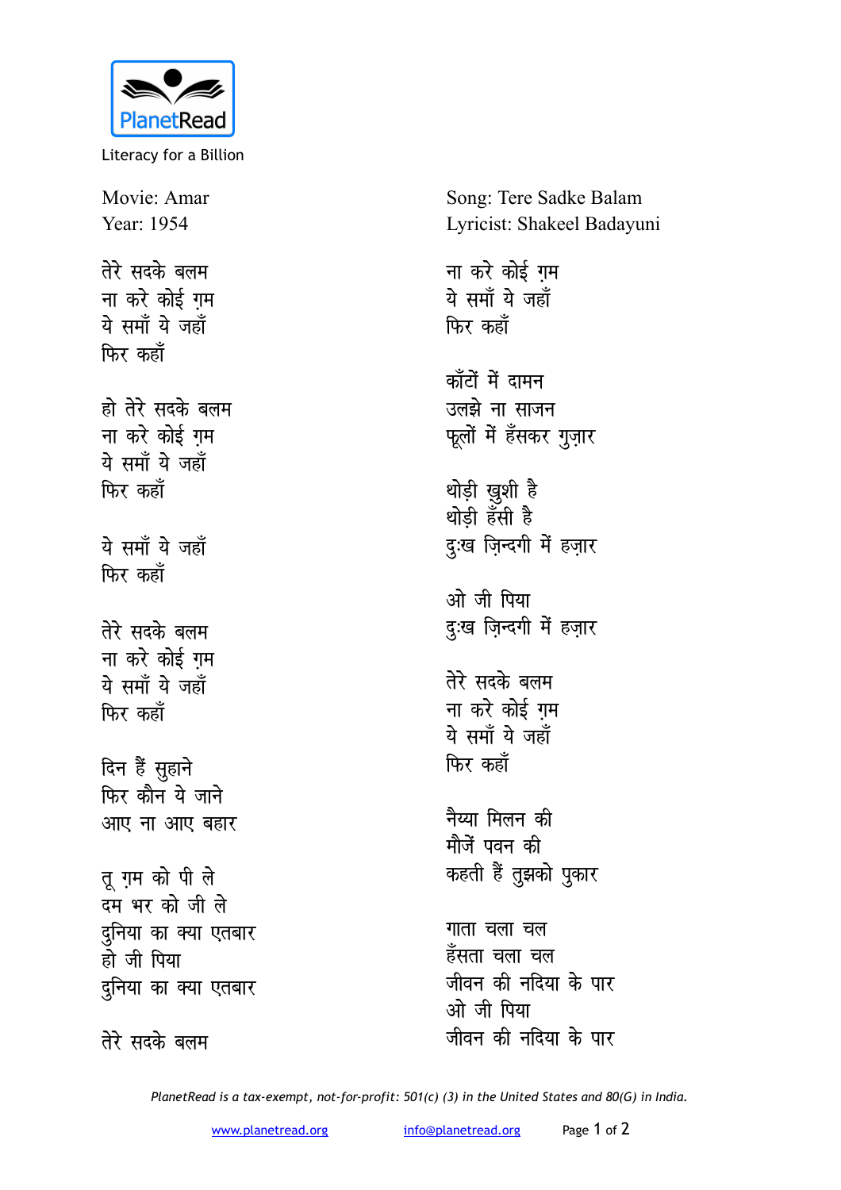PlanetRead

Literacy for a Billion

Movie: Amar
Year: 1954

Song: Tere Sadke Balam
Lyricist: Shakeel Badayuni

तेरे सदके बलम
ना करे कोई ग़म
ये समाँ ये जहाँ
फिर कहाँ

हो तेरे सदके बलम
ना करे कोई ग़म
ये समाँ ये जहाँ
फिर कहाँ

ये समाँ ये जहाँ
फिर कहाँ

तेरे सदके बलम
ना करे कोई ग़म
ये समाँ ये जहाँ
फिर कहाँ

दिन हैं सुहाने
फिर कौन ये जाने
आए ना आए बहार

तू ग़म को पी ले
दम भर को जी ले
दुनिया का क्या एतबार
हो जी पिया
दुनिया का क्या एतबार

तेरे सदके बलम
ना करे कोई ग़म
ये समाँ ये जहाँ
फिर कहाँ

काँटों में दामन
उलझे ना साजन
फूलों में हँसकर गुज़ार

थोड़ी ख़ुशी है
थोड़ी हँसी है
दुःख ज़िन्दगी में हज़ार

ओ जी पिया
दुःख ज़िन्दगी में हज़ार

तेरे सदके बलम
ना करे कोई ग़म
ये समाँ ये जहाँ
फिर कहाँ

नैय्या मिलन की
मौजें पवन की
कहती हैं तुझको पुकार

गाता चला चल
हँसता चला चल
जीवन की नदिया के पार
ओ जी पिया
जीवन की नदिया के पार

*PlanetRead is a tax-exempt, not-for-profit: 501(c) (3) in the United States and 80(G) in India.*

www.planetread.org info@planetread.org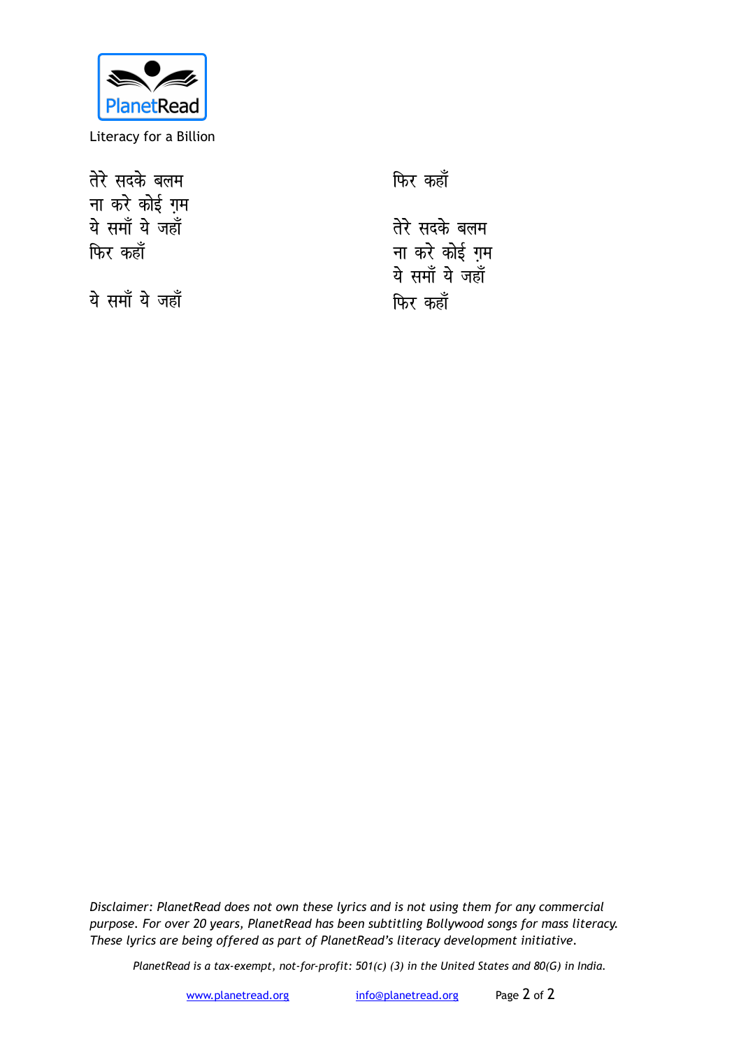PlanetRead

Literacy for a Billion

तेरे सदके बलम
ना करे कोई ग़म
ये समाँ ये जहाँ
फिर कहाँ

ये समाँ ये जहाँ
फिर कहाँ

तेरे सदके बलम
ना करे कोई ग़म
ये समाँ ये जहाँ
फिर कहाँ

*Disclaimer: PlanetRead does not own these lyrics and is not using them for any commercial purpose. For over 20 years, PlanetRead has been subtitling Bollywood songs for mass literacy. These lyrics are being offered as part of PlanetRead's literacy development initiative.*

*PlanetRead is a tax-exempt, not-for-profit: 501(c) (3) in the United States and 80(G) in India.*

www.planetread.org info@planetread.org